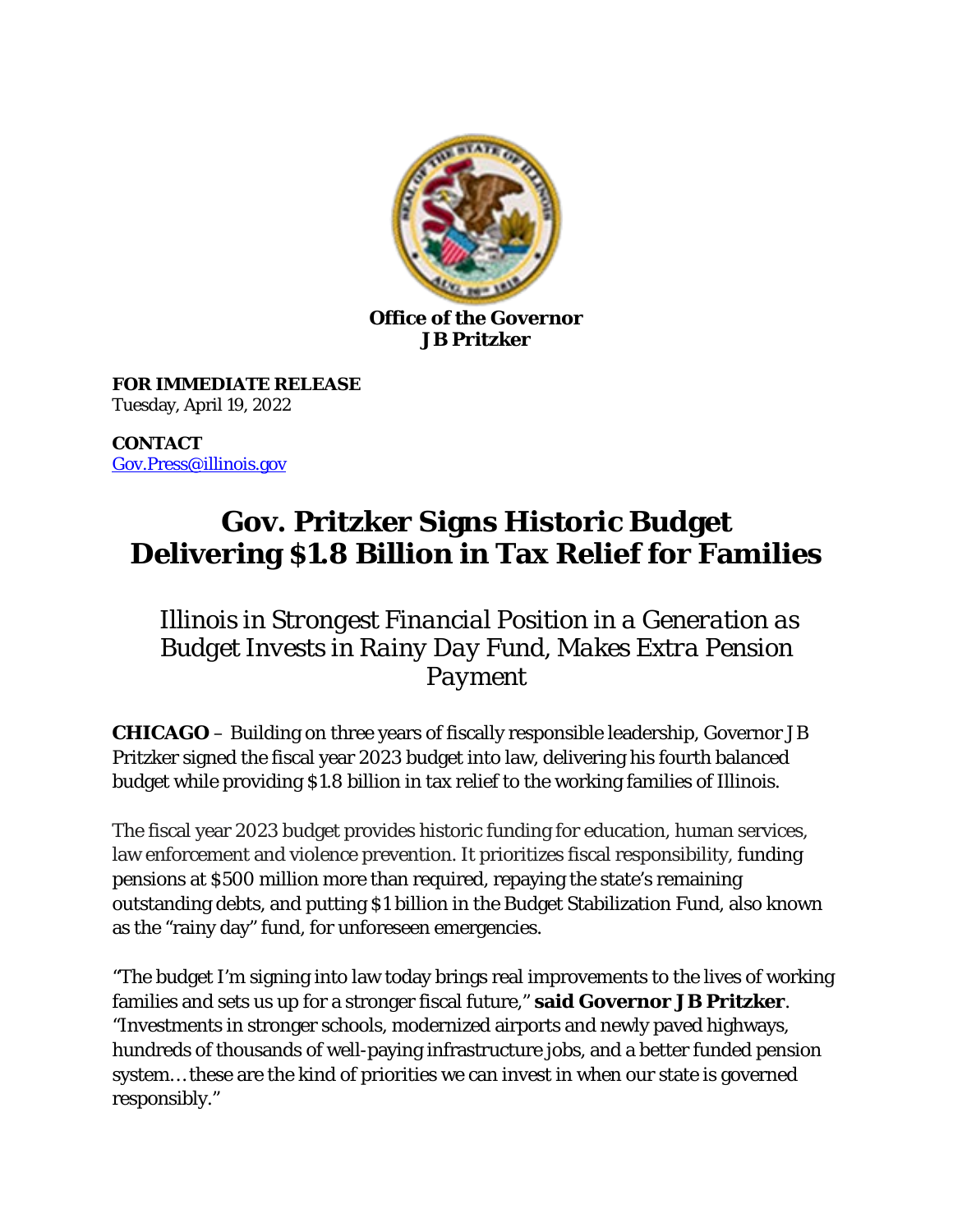**Office of the Governor**
**JB Pritzker**

**FOR IMMEDIATE RELEASE**
Tuesday, April 19, 2022

**CONTACT**
Gov.Press@illinois.gov

# Gov. Pritzker Signs Historic Budget Delivering $1.8 Billion in Tax Relief for Families

*Illinois in Strongest Financial Position in a Generation as Budget Invests in Rainy Day Fund, Makes Extra Pension Payment*

**CHICAGO** – Building on three years of fiscally responsible leadership, Governor JB Pritzker signed the fiscal year 2023 budget into law, delivering his fourth balanced budget while providing $1.8 billion in tax relief to the working families of Illinois.

The fiscal year 2023 budget provides historic funding for education, human services, law enforcement and violence prevention. It prioritizes fiscal responsibility, funding pensions at $500 million more than required, repaying the state's remaining outstanding debts, and putting $1 billion in the Budget Stabilization Fund, also known as the "rainy day" fund, for unforeseen emergencies.

"The budget I'm signing into law today brings real improvements to the lives of working families and sets us up for a stronger fiscal future," **said Governor JB Pritzker**. "Investments in stronger schools, modernized airports and newly paved highways, hundreds of thousands of well-paying infrastructure jobs, and a better funded pension system… these are the kind of priorities we can invest in when our state is governed responsibly."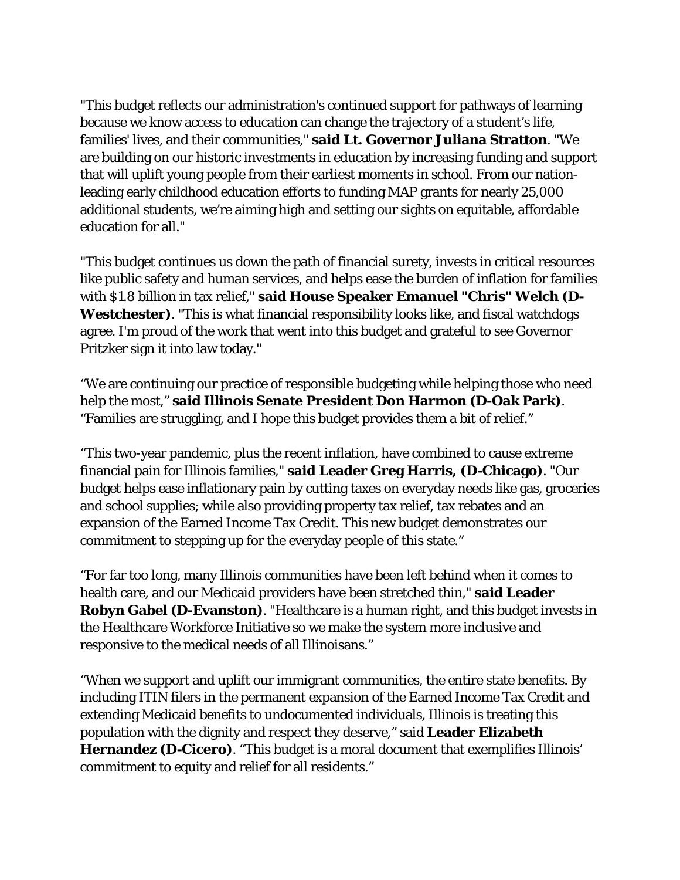"This budget reflects our administration's continued support for pathways of learning because we know access to education can change the trajectory of a student's life, families' lives, and their communities," **said Lt. Governor Juliana Stratton**. "We are building on our historic investments in education by increasing funding and support that will uplift young people from their earliest moments in school. From our nation-leading early childhood education efforts to funding MAP grants for nearly 25,000 additional students, we're aiming high and setting our sights on equitable, affordable education for all."

"This budget continues us down the path of financial surety, invests in critical resources like public safety and human services, and helps ease the burden of inflation for families with $1.8 billion in tax relief," **said House Speaker Emanuel "Chris" Welch (D-Westchester)**. "This is what financial responsibility looks like, and fiscal watchdogs agree. I'm proud of the work that went into this budget and grateful to see Governor Pritzker sign it into law today."

"We are continuing our practice of responsible budgeting while helping those who need help the most," **said Illinois Senate President Don Harmon (D-Oak Park)**. "Families are struggling, and I hope this budget provides them a bit of relief."

"This two-year pandemic, plus the recent inflation, have combined to cause extreme financial pain for Illinois families," **said Leader Greg Harris, (D-Chicago)**. "Our budget helps ease inflationary pain by cutting taxes on everyday needs like gas, groceries and school supplies; while also providing property tax relief, tax rebates and an expansion of the Earned Income Tax Credit. This new budget demonstrates our commitment to stepping up for the everyday people of this state."

"For far too long, many Illinois communities have been left behind when it comes to health care, and our Medicaid providers have been stretched thin," **said Leader Robyn Gabel (D-Evanston)**. "Healthcare is a human right, and this budget invests in the Healthcare Workforce Initiative so we make the system more inclusive and responsive to the medical needs of all Illinoisans."

"When we support and uplift our immigrant communities, the entire state benefits. By including ITIN filers in the permanent expansion of the Earned Income Tax Credit and extending Medicaid benefits to undocumented individuals, Illinois is treating this population with the dignity and respect they deserve," said **Leader Elizabeth Hernandez (D-Cicero)**. "This budget is a moral document that exemplifies Illinois' commitment to equity and relief for all residents."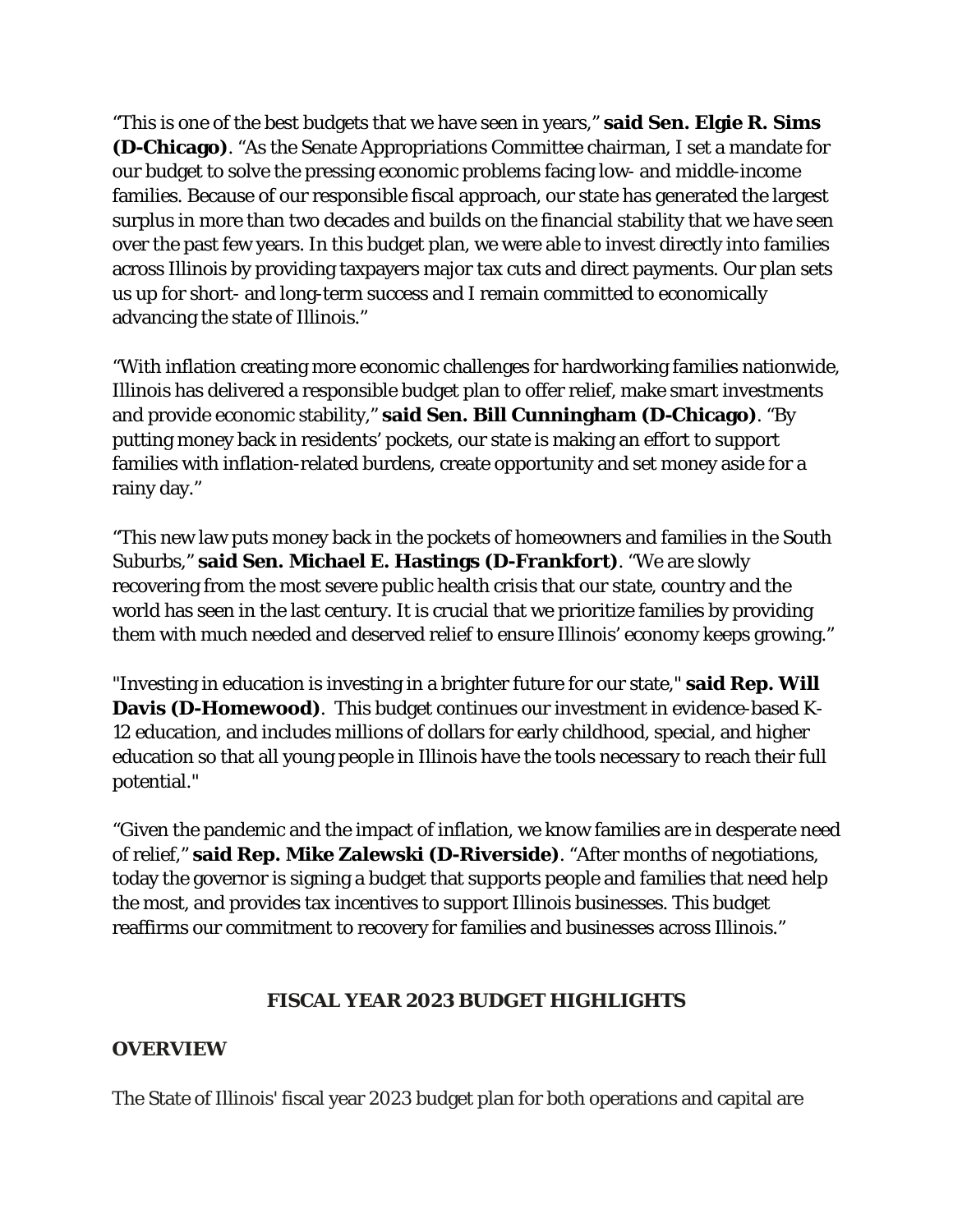"This is one of the best budgets that we have seen in years," **said Sen. Elgie R. Sims (D-Chicago)**. "As the Senate Appropriations Committee chairman, I set a mandate for our budget to solve the pressing economic problems facing low- and middle-income families. Because of our responsible fiscal approach, our state has generated the largest surplus in more than two decades and builds on the financial stability that we have seen over the past few years. In this budget plan, we were able to invest directly into families across Illinois by providing taxpayers major tax cuts and direct payments. Our plan sets us up for short- and long-term success and I remain committed to economically advancing the state of Illinois."

"With inflation creating more economic challenges for hardworking families nationwide, Illinois has delivered a responsible budget plan to offer relief, make smart investments and provide economic stability," **said Sen. Bill Cunningham (D-Chicago)**. "By putting money back in residents' pockets, our state is making an effort to support families with inflation-related burdens, create opportunity and set money aside for a rainy day."

"This new law puts money back in the pockets of homeowners and families in the South Suburbs," **said Sen. Michael E. Hastings (D-Frankfort)**. "We are slowly recovering from the most severe public health crisis that our state, country and the world has seen in the last century. It is crucial that we prioritize families by providing them with much needed and deserved relief to ensure Illinois' economy keeps growing."

"Investing in education is investing in a brighter future for our state," **said Rep. Will Davis (D-Homewood)**. This budget continues our investment in evidence-based K-12 education, and includes millions of dollars for early childhood, special, and higher education so that all young people in Illinois have the tools necessary to reach their full potential."

"Given the pandemic and the impact of inflation, we know families are in desperate need of relief," **said Rep. Mike Zalewski (D-Riverside)**. "After months of negotiations, today the governor is signing a budget that supports people and families that need help the most, and provides tax incentives to support Illinois businesses. This budget reaffirms our commitment to recovery for families and businesses across Illinois."

## FISCAL YEAR 2023 BUDGET HIGHLIGHTS

### OVERVIEW

The State of Illinois' fiscal year 2023 budget plan for both operations and capital are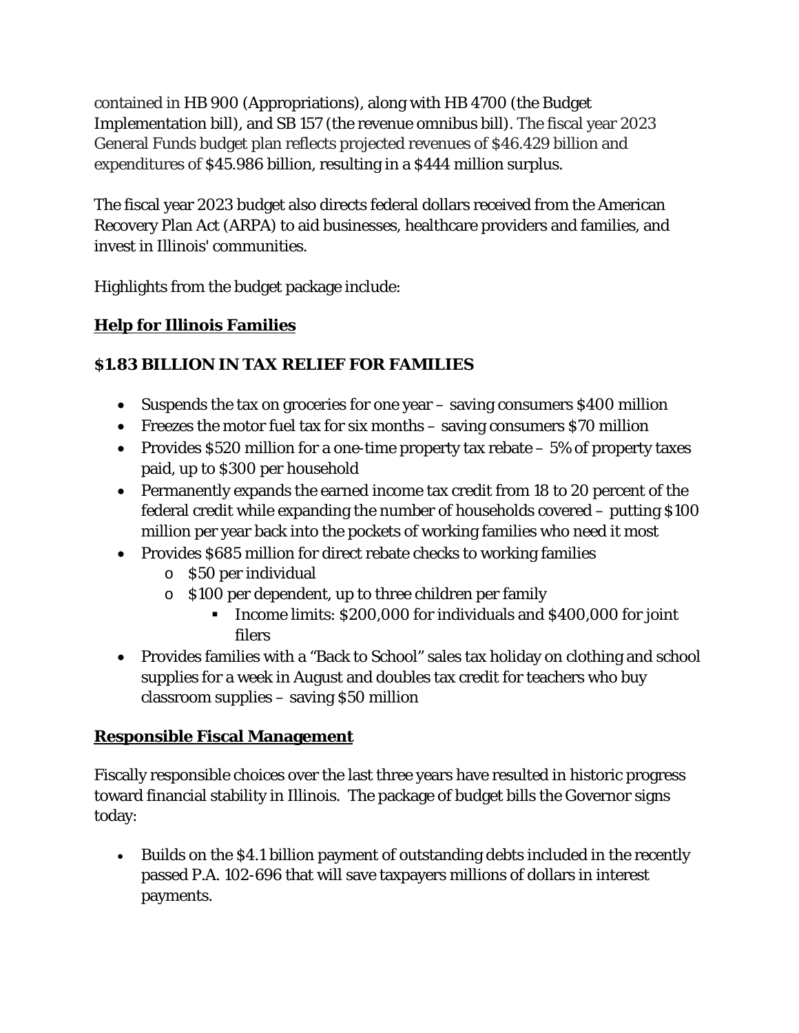contained in HB 900 (Appropriations), along with HB 4700 (the Budget Implementation bill), and SB 157 (the revenue omnibus bill). The fiscal year 2023 General Funds budget plan reflects projected revenues of $46.429 billion and expenditures of $45.986 billion, resulting in a $444 million surplus.

The fiscal year 2023 budget also directs federal dollars received from the American Recovery Plan Act (ARPA) to aid businesses, healthcare providers and families, and invest in Illinois' communities.

Highlights from the budget package include:

**Help for Illinois Families**

**$1.83 BILLION IN TAX RELIEF FOR FAMILIES**

- Suspends the tax on groceries for one year – saving consumers $400 million
- Freezes the motor fuel tax for six months – saving consumers $70 million
- Provides $520 million for a one-time property tax rebate – 5% of property taxes paid, up to $300 per household
- Permanently expands the earned income tax credit from 18 to 20 percent of the federal credit while expanding the number of households covered – putting $100 million per year back into the pockets of working families who need it most
- Provides $685 million for direct rebate checks to working families
  - $50 per individual
  - $100 per dependent, up to three children per family
    - Income limits: $200,000 for individuals and $400,000 for joint filers
- Provides families with a "Back to School" sales tax holiday on clothing and school supplies for a week in August and doubles tax credit for teachers who buy classroom supplies – saving $50 million

**Responsible Fiscal Management**

Fiscally responsible choices over the last three years have resulted in historic progress toward financial stability in Illinois. The package of budget bills the Governor signs today:

- Builds on the $4.1 billion payment of outstanding debts included in the recently passed P.A. 102-696 that will save taxpayers millions of dollars in interest payments.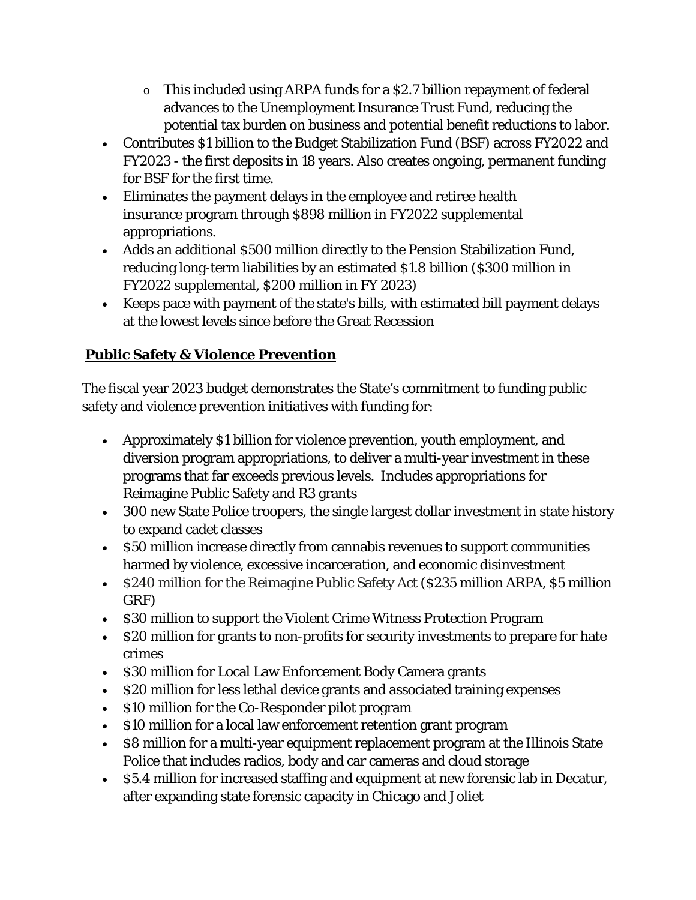- This included using ARPA funds for a $2.7 billion repayment of federal advances to the Unemployment Insurance Trust Fund, reducing the potential tax burden on business and potential benefit reductions to labor.
- Contributes $1 billion to the Budget Stabilization Fund (BSF) across FY2022 and FY2023 - the first deposits in 18 years. Also creates ongoing, permanent funding for BSF for the first time.
- Eliminates the payment delays in the employee and retiree health insurance program through $898 million in FY2022 supplemental appropriations.
- Adds an additional $500 million directly to the Pension Stabilization Fund, reducing long-term liabilities by an estimated $1.8 billion ($300 million in FY2022 supplemental, $200 million in FY 2023)
- Keeps pace with payment of the state's bills, with estimated bill payment delays at the lowest levels since before the Great Recession

**Public Safety & Violence Prevention**

The fiscal year 2023 budget demonstrates the State's commitment to funding public safety and violence prevention initiatives with funding for:

- Approximately $1 billion for violence prevention, youth employment, and diversion program appropriations, to deliver a multi-year investment in these programs that far exceeds previous levels. Includes appropriations for Reimagine Public Safety and R3 grants
- 300 new State Police troopers, the single largest dollar investment in state history to expand cadet classes
- $50 million increase directly from cannabis revenues to support communities harmed by violence, excessive incarceration, and economic disinvestment
- $240 million for the Reimagine Public Safety Act ($235 million ARPA, $5 million GRF)
- $30 million to support the Violent Crime Witness Protection Program
- $20 million for grants to non-profits for security investments to prepare for hate crimes
- $30 million for Local Law Enforcement Body Camera grants
- $20 million for less lethal device grants and associated training expenses
- $10 million for the Co-Responder pilot program
- $10 million for a local law enforcement retention grant program
- $8 million for a multi-year equipment replacement program at the Illinois State Police that includes radios, body and car cameras and cloud storage
- $5.4 million for increased staffing and equipment at new forensic lab in Decatur, after expanding state forensic capacity in Chicago and Joliet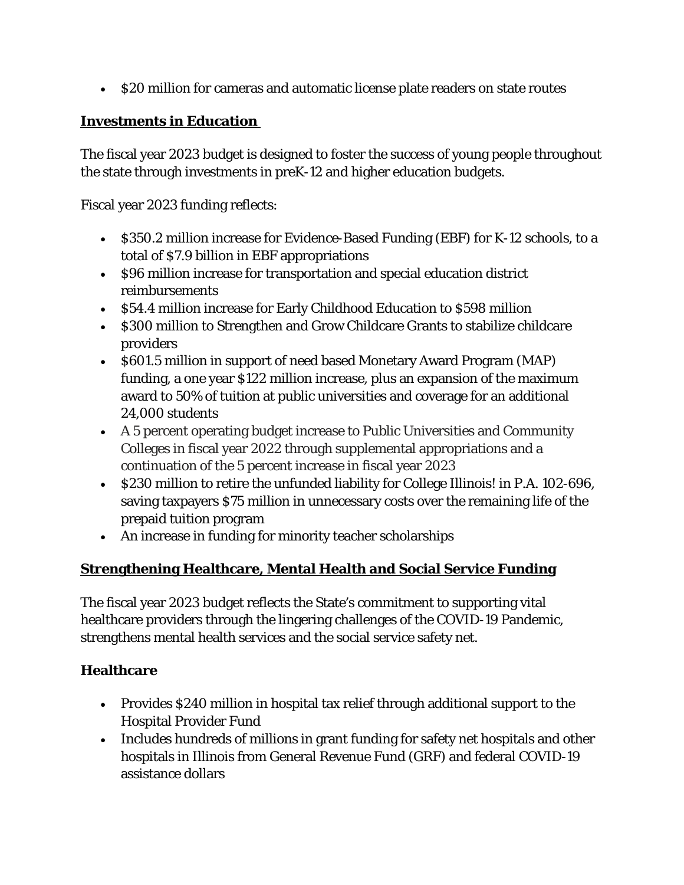- $20 million for cameras and automatic license plate readers on state routes

## Investments in Education

The fiscal year 2023 budget is designed to foster the success of young people throughout the state through investments in preK-12 and higher education budgets.

Fiscal year 2023 funding reflects:

- $350.2 million increase for Evidence-Based Funding (EBF) for K-12 schools, to a total of $7.9 billion in EBF appropriations
- $96 million increase for transportation and special education district reimbursements
- $54.4 million increase for Early Childhood Education to $598 million
- $300 million to Strengthen and Grow Childcare Grants to stabilize childcare providers
- $601.5 million in support of need based Monetary Award Program (MAP) funding, a one year $122 million increase, plus an expansion of the maximum award to 50% of tuition at public universities and coverage for an additional 24,000 students
- A 5 percent operating budget increase to Public Universities and Community Colleges in fiscal year 2022 through supplemental appropriations and a continuation of the 5 percent increase in fiscal year 2023
- $230 million to retire the unfunded liability for College Illinois! in P.A. 102-696, saving taxpayers $75 million in unnecessary costs over the remaining life of the prepaid tuition program
- An increase in funding for minority teacher scholarships

## Strengthening Healthcare, Mental Health and Social Service Funding

The fiscal year 2023 budget reflects the State's commitment to supporting vital healthcare providers through the lingering challenges of the COVID-19 Pandemic, strengthens mental health services and the social service safety net.

### Healthcare

- Provides $240 million in hospital tax relief through additional support to the Hospital Provider Fund
- Includes hundreds of millions in grant funding for safety net hospitals and other hospitals in Illinois from General Revenue Fund (GRF) and federal COVID-19 assistance dollars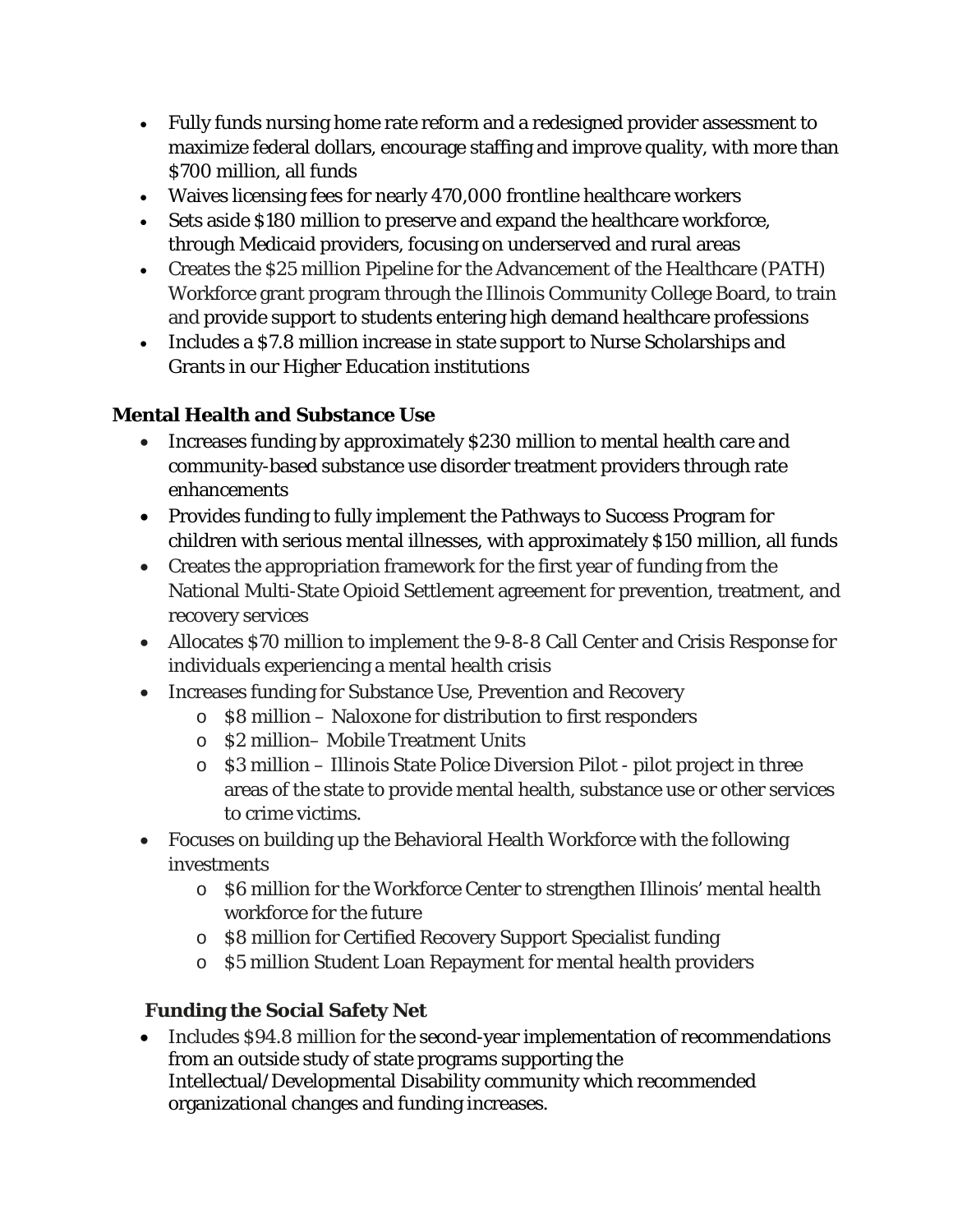- Fully funds nursing home rate reform and a redesigned provider assessment to maximize federal dollars, encourage staffing and improve quality, with more than $700 million, all funds
- Waives licensing fees for nearly 470,000 frontline healthcare workers
- Sets aside $180 million to preserve and expand the healthcare workforce, through Medicaid providers, focusing on underserved and rural areas
- Creates the $25 million Pipeline for the Advancement of the Healthcare (PATH) Workforce grant program through the Illinois Community College Board, to train and provide support to students entering high demand healthcare professions
- Includes a $7.8 million increase in state support to Nurse Scholarships and Grants in our Higher Education institutions

**Mental Health and Substance Use**

- Increases funding by approximately $230 million to mental health care and community-based substance use disorder treatment providers through rate enhancements
- Provides funding to fully implement the Pathways to Success Program for children with serious mental illnesses, with approximately $150 million, all funds
- Creates the appropriation framework for the first year of funding from the National Multi-State Opioid Settlement agreement for prevention, treatment, and recovery services
- Allocates $70 million to implement the 9-8-8 Call Center and Crisis Response for individuals experiencing a mental health crisis
- Increases funding for Substance Use, Prevention and Recovery
  - $8 million – Naloxone for distribution to first responders
  - $2 million– Mobile Treatment Units
  - $3 million – Illinois State Police Diversion Pilot - pilot project in three areas of the state to provide mental health, substance use or other services to crime victims.
- Focuses on building up the Behavioral Health Workforce with the following investments
  - $6 million for the Workforce Center to strengthen Illinois' mental health workforce for the future
  - $8 million for Certified Recovery Support Specialist funding
  - $5 million Student Loan Repayment for mental health providers

**Funding the Social Safety Net**

- Includes $94.8 million for the second-year implementation of recommendations from an outside study of state programs supporting the Intellectual/Developmental Disability community which recommended organizational changes and funding increases.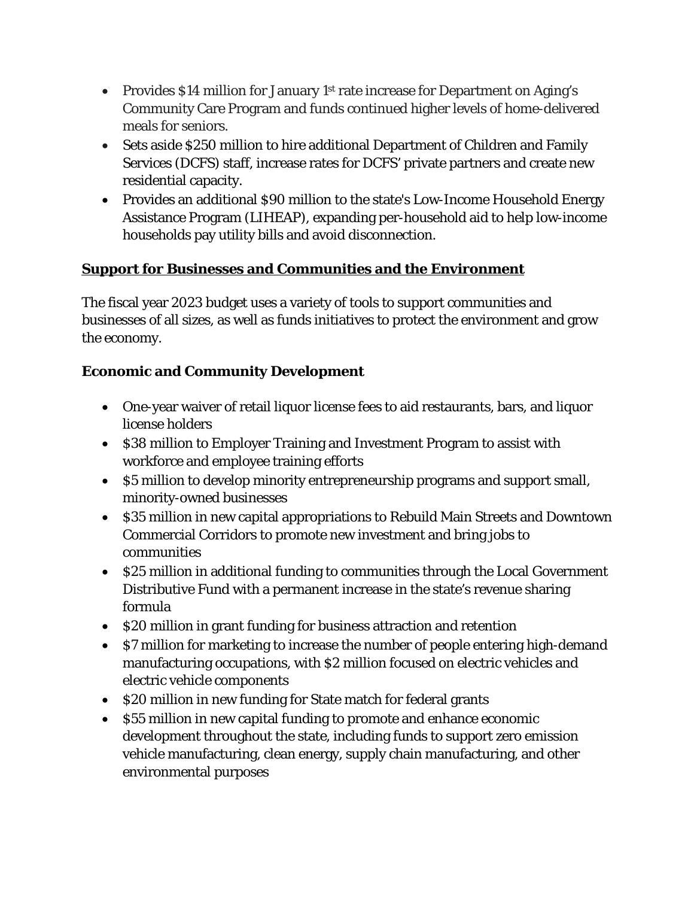- Provides $14 million for January 1st rate increase for Department on Aging's Community Care Program and funds continued higher levels of home-delivered meals for seniors.
- Sets aside $250 million to hire additional Department of Children and Family Services (DCFS) staff, increase rates for DCFS' private partners and create new residential capacity.
- Provides an additional $90 million to the state's Low-Income Household Energy Assistance Program (LIHEAP), expanding per-household aid to help low-income households pay utility bills and avoid disconnection.

## Support for Businesses and Communities and the Environment

The fiscal year 2023 budget uses a variety of tools to support communities and businesses of all sizes, as well as funds initiatives to protect the environment and grow the economy.

### Economic and Community Development

- One-year waiver of retail liquor license fees to aid restaurants, bars, and liquor license holders
- $38 million to Employer Training and Investment Program to assist with workforce and employee training efforts
- $5 million to develop minority entrepreneurship programs and support small, minority-owned businesses
- $35 million in new capital appropriations to Rebuild Main Streets and Downtown Commercial Corridors to promote new investment and bring jobs to communities
- $25 million in additional funding to communities through the Local Government Distributive Fund with a permanent increase in the state's revenue sharing formula
- $20 million in grant funding for business attraction and retention
- $7 million for marketing to increase the number of people entering high-demand manufacturing occupations, with $2 million focused on electric vehicles and electric vehicle components
- $20 million in new funding for State match for federal grants
- $55 million in new capital funding to promote and enhance economic development throughout the state, including funds to support zero emission vehicle manufacturing, clean energy, supply chain manufacturing, and other environmental purposes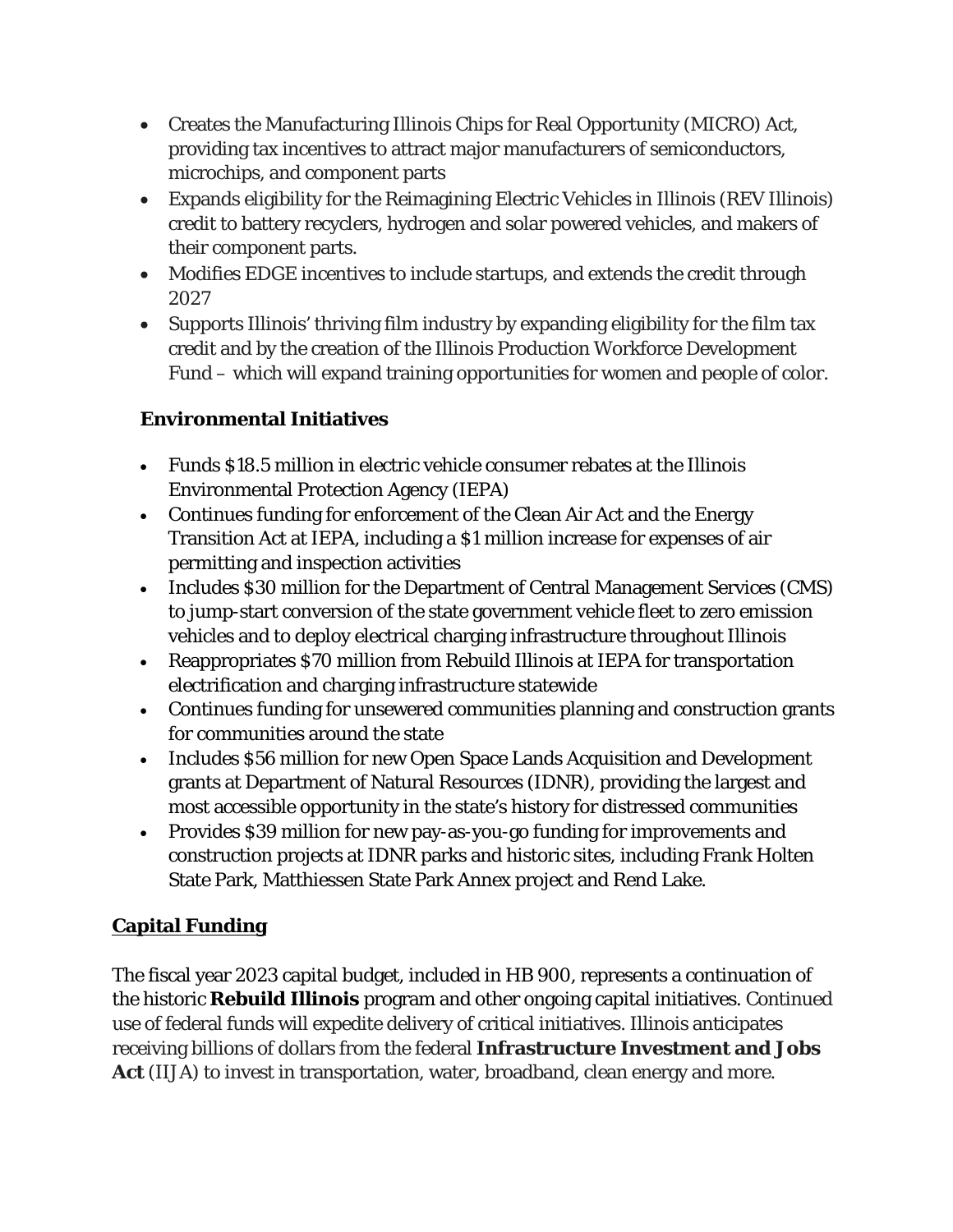- Creates the Manufacturing Illinois Chips for Real Opportunity (MICRO) Act, providing tax incentives to attract major manufacturers of semiconductors, microchips, and component parts
- Expands eligibility for the Reimagining Electric Vehicles in Illinois (REV Illinois) credit to battery recyclers, hydrogen and solar powered vehicles, and makers of their component parts.
- Modifies EDGE incentives to include startups, and extends the credit through 2027
- Supports Illinois' thriving film industry by expanding eligibility for the film tax credit and by the creation of the Illinois Production Workforce Development Fund – which will expand training opportunities for women and people of color.

### Environmental Initiatives

- Funds $18.5 million in electric vehicle consumer rebates at the Illinois Environmental Protection Agency (IEPA)
- Continues funding for enforcement of the Clean Air Act and the Energy Transition Act at IEPA, including a $1 million increase for expenses of air permitting and inspection activities
- Includes $30 million for the Department of Central Management Services (CMS) to jump-start conversion of the state government vehicle fleet to zero emission vehicles and to deploy electrical charging infrastructure throughout Illinois
- Reappropriates $70 million from Rebuild Illinois at IEPA for transportation electrification and charging infrastructure statewide
- Continues funding for unsewered communities planning and construction grants for communities around the state
- Includes $56 million for new Open Space Lands Acquisition and Development grants at Department of Natural Resources (IDNR), providing the largest and most accessible opportunity in the state's history for distressed communities
- Provides $39 million for new pay-as-you-go funding for improvements and construction projects at IDNR parks and historic sites, including Frank Holten State Park, Matthiessen State Park Annex project and Rend Lake.

## Capital Funding

The fiscal year 2023 capital budget, included in HB 900, represents a continuation of the historic **Rebuild Illinois** program and other ongoing capital initiatives. Continued use of federal funds will expedite delivery of critical initiatives. Illinois anticipates receiving billions of dollars from the federal **Infrastructure Investment and Jobs Act** (IIJA) to invest in transportation, water, broadband, clean energy and more.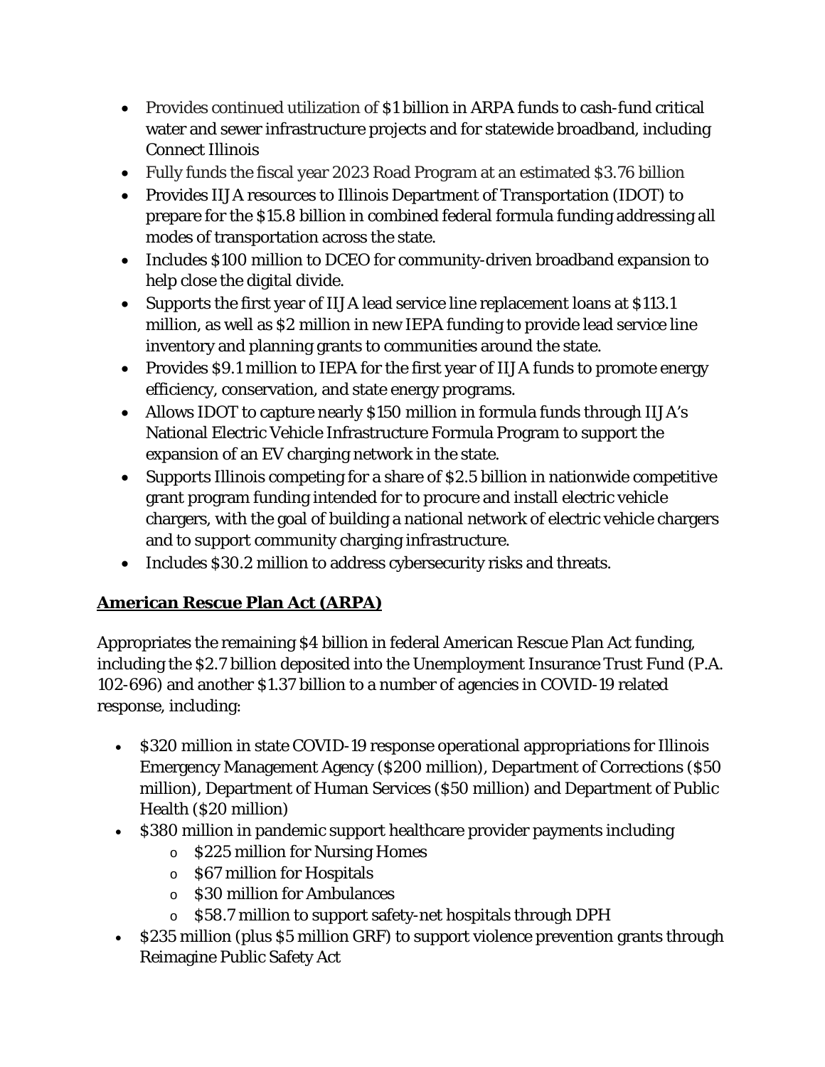- Provides continued utilization of $1 billion in ARPA funds to cash-fund critical water and sewer infrastructure projects and for statewide broadband, including Connect Illinois
- Fully funds the fiscal year 2023 Road Program at an estimated $3.76 billion
- Provides IIJA resources to Illinois Department of Transportation (IDOT) to prepare for the $15.8 billion in combined federal formula funding addressing all modes of transportation across the state.
- Includes $100 million to DCEO for community-driven broadband expansion to help close the digital divide.
- Supports the first year of IIJA lead service line replacement loans at $113.1 million, as well as $2 million in new IEPA funding to provide lead service line inventory and planning grants to communities around the state.
- Provides $9.1 million to IEPA for the first year of IIJA funds to promote energy efficiency, conservation, and state energy programs.
- Allows IDOT to capture nearly $150 million in formula funds through IIJA's National Electric Vehicle Infrastructure Formula Program to support the expansion of an EV charging network in the state.
- Supports Illinois competing for a share of $2.5 billion in nationwide competitive grant program funding intended for to procure and install electric vehicle chargers, with the goal of building a national network of electric vehicle chargers and to support community charging infrastructure.
- Includes $30.2 million to address cybersecurity risks and threats.

**American Rescue Plan Act (ARPA)**

Appropriates the remaining $4 billion in federal American Rescue Plan Act funding, including the $2.7 billion deposited into the Unemployment Insurance Trust Fund (P.A. 102-696) and another $1.37 billion to a number of agencies in COVID-19 related response, including:

- $320 million in state COVID-19 response operational appropriations for Illinois Emergency Management Agency ($200 million), Department of Corrections ($50 million), Department of Human Services ($50 million) and Department of Public Health ($20 million)
- $380 million in pandemic support healthcare provider payments including
  - $225 million for Nursing Homes
  - $67 million for Hospitals
  - $30 million for Ambulances
  - $58.7 million to support safety-net hospitals through DPH
- $235 million (plus $5 million GRF) to support violence prevention grants through Reimagine Public Safety Act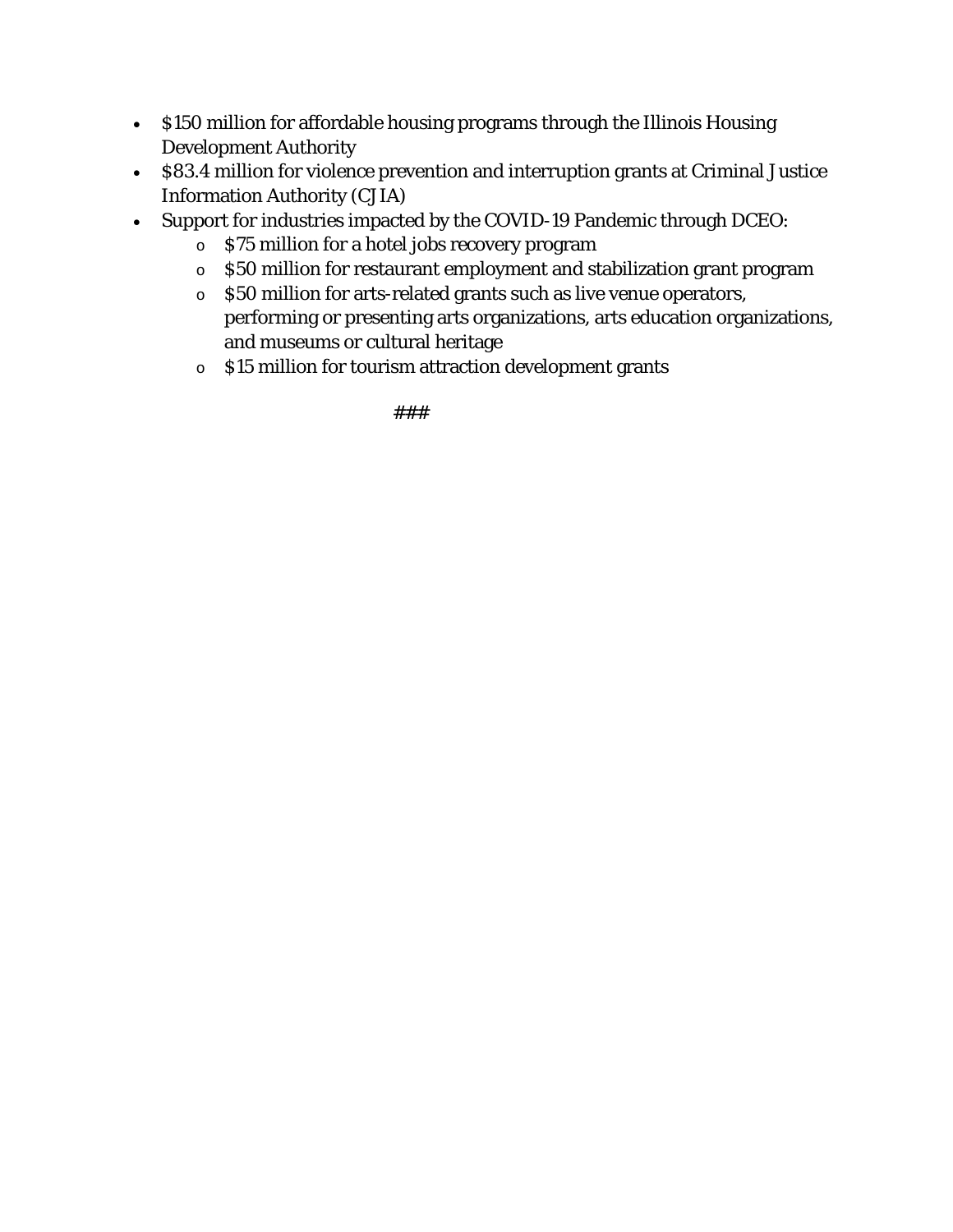- $150 million for affordable housing programs through the Illinois Housing Development Authority
- $83.4 million for violence prevention and interruption grants at Criminal Justice Information Authority (CJIA)
- Support for industries impacted by the COVID-19 Pandemic through DCEO:
  - $75 million for a hotel jobs recovery program
  - $50 million for restaurant employment and stabilization grant program
  - $50 million for arts-related grants such as live venue operators, performing or presenting arts organizations, arts education organizations, and museums or cultural heritage
  - $15 million for tourism attraction development grants

###